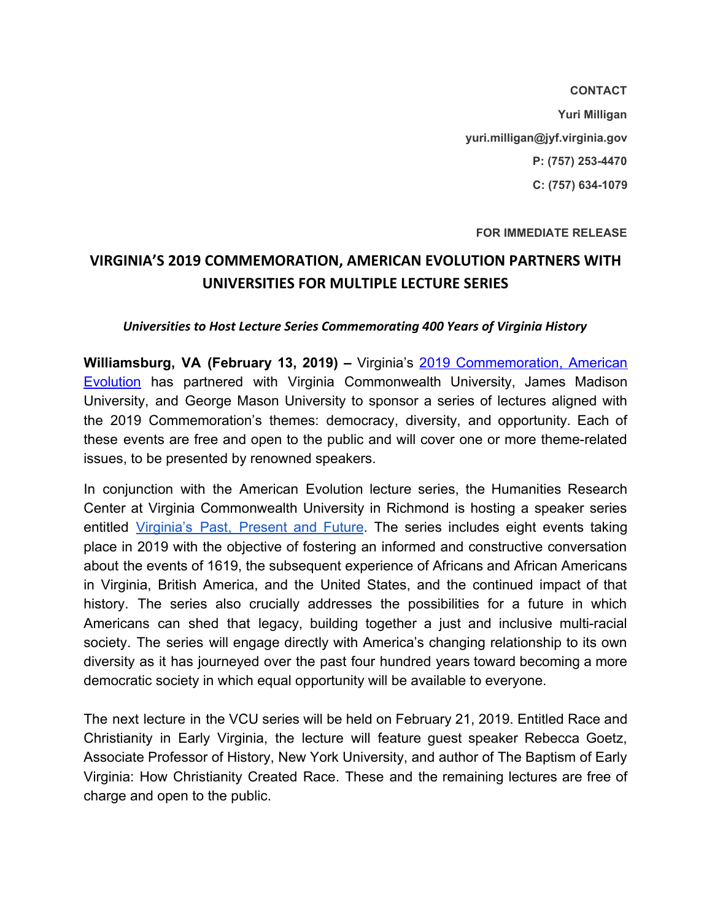**CONTACT**

**Yuri Milligan**

**yuri.milligan@jyf.virginia.gov**

**P: (757) 253-4470**

**C: (757) 634-1079**

**FOR IMMEDIATE RELEASE**

# VIRGINIA'S 2019 COMMEMORATION, AMERICAN EVOLUTION PARTNERS WITH UNIVERSITIES FOR MULTIPLE LECTURE SERIES

***Universities to Host Lecture Series Commemorating 400 Years of Virginia History***

**Williamsburg, VA (February 13, 2019) –** Virginia's 2019 Commemoration, American Evolution has partnered with Virginia Commonwealth University, James Madison University, and George Mason University to sponsor a series of lectures aligned with the 2019 Commemoration's themes: democracy, diversity, and opportunity. Each of these events are free and open to the public and will cover one or more theme-related issues, to be presented by renowned speakers.

In conjunction with the American Evolution lecture series, the Humanities Research Center at Virginia Commonwealth University in Richmond is hosting a speaker series entitled Virginia's Past, Present and Future. The series includes eight events taking place in 2019 with the objective of fostering an informed and constructive conversation about the events of 1619, the subsequent experience of Africans and African Americans in Virginia, British America, and the United States, and the continued impact of that history. The series also crucially addresses the possibilities for a future in which Americans can shed that legacy, building together a just and inclusive multi-racial society. The series will engage directly with America's changing relationship to its own diversity as it has journeyed over the past four hundred years toward becoming a more democratic society in which equal opportunity will be available to everyone.

The next lecture in the VCU series will be held on February 21, 2019. Entitled Race and Christianity in Early Virginia, the lecture will feature guest speaker Rebecca Goetz, Associate Professor of History, New York University, and author of The Baptism of Early Virginia: How Christianity Created Race. These and the remaining lectures are free of charge and open to the public.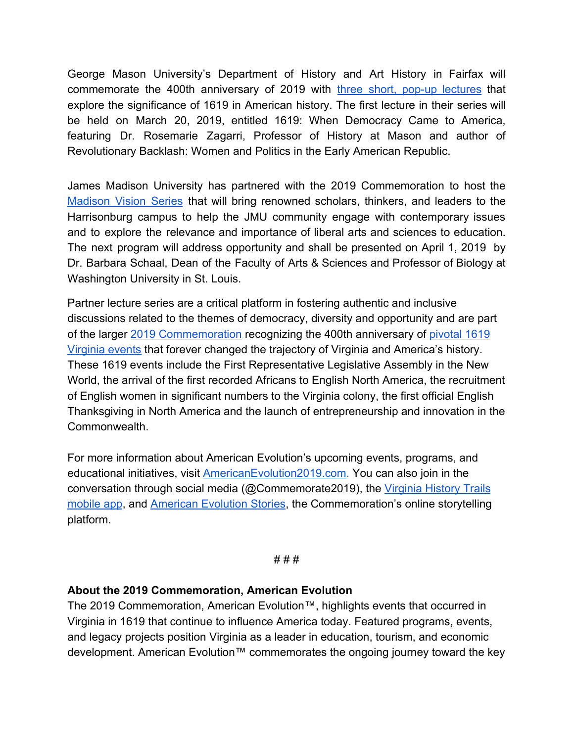George Mason University's Department of History and Art History in Fairfax will commemorate the 400th anniversary of 2019 with three short, pop-up lectures that explore the significance of 1619 in American history. The first lecture in their series will be held on March 20, 2019, entitled 1619: When Democracy Came to America, featuring Dr. Rosemarie Zagarri, Professor of History at Mason and author of Revolutionary Backlash: Women and Politics in the Early American Republic.

James Madison University has partnered with the 2019 Commemoration to host the Madison Vision Series that will bring renowned scholars, thinkers, and leaders to the Harrisonburg campus to help the JMU community engage with contemporary issues and to explore the relevance and importance of liberal arts and sciences to education. The next program will address opportunity and shall be presented on April 1, 2019 by Dr. Barbara Schaal, Dean of the Faculty of Arts & Sciences and Professor of Biology at Washington University in St. Louis.

Partner lecture series are a critical platform in fostering authentic and inclusive discussions related to the themes of democracy, diversity and opportunity and are part of the larger 2019 Commemoration recognizing the 400th anniversary of pivotal 1619 Virginia events that forever changed the trajectory of Virginia and America's history. These 1619 events include the First Representative Legislative Assembly in the New World, the arrival of the first recorded Africans to English North America, the recruitment of English women in significant numbers to the Virginia colony, the first official English Thanksgiving in North America and the launch of entrepreneurship and innovation in the Commonwealth.

For more information about American Evolution's upcoming events, programs, and educational initiatives, visit AmericanEvolution2019.com. You can also join in the conversation through social media (@Commemorate2019), the Virginia History Trails mobile app, and American Evolution Stories, the Commemoration's online storytelling platform.

# # #

**About the 2019 Commemoration, American Evolution**

The 2019 Commemoration, American Evolution™, highlights events that occurred in Virginia in 1619 that continue to influence America today. Featured programs, events, and legacy projects position Virginia as a leader in education, tourism, and economic development. American Evolution™ commemorates the ongoing journey toward the key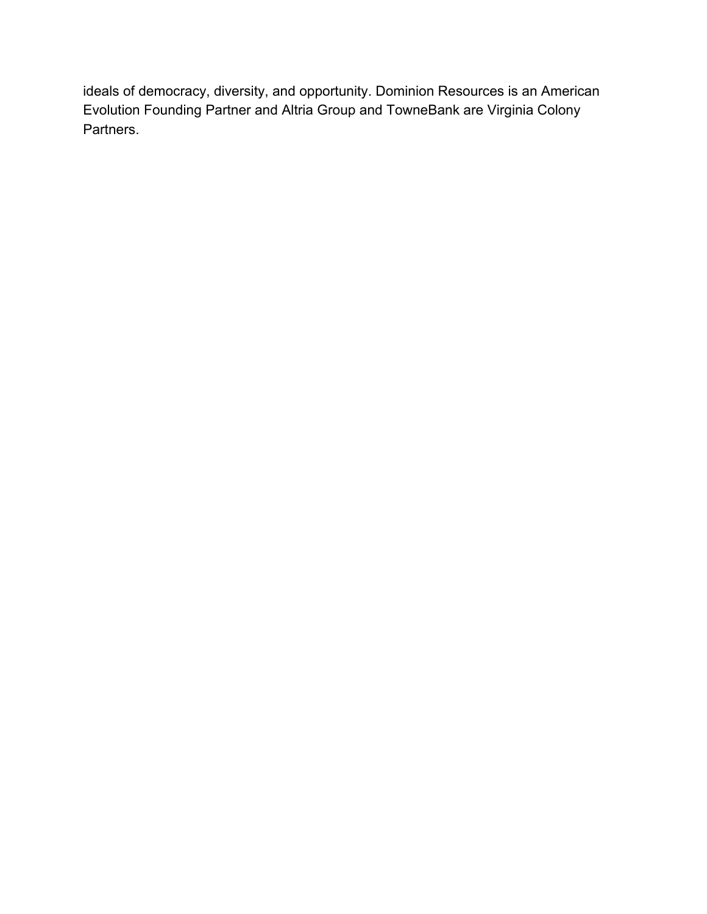ideals of democracy, diversity, and opportunity. Dominion Resources is an American Evolution Founding Partner and Altria Group and TowneBank are Virginia Colony Partners.